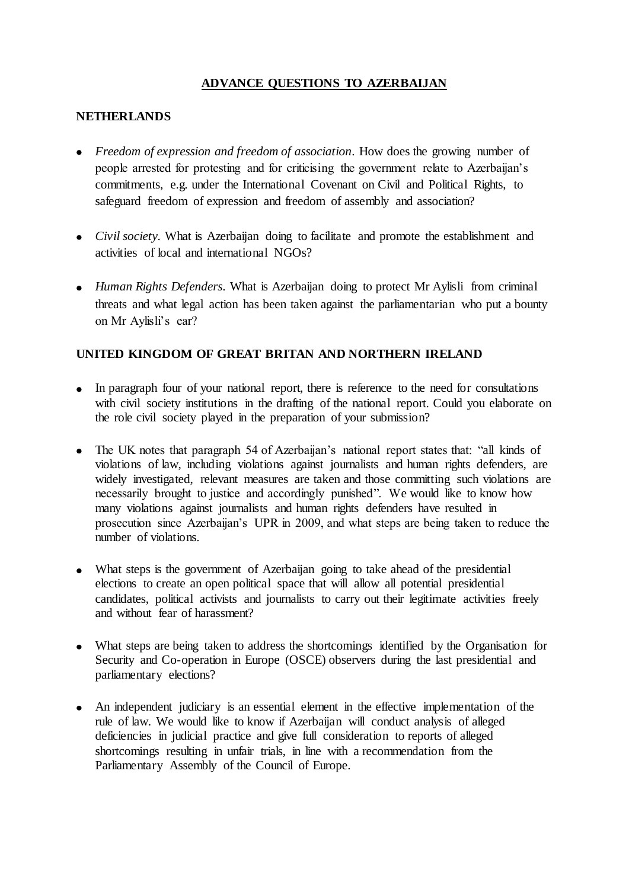# ADVANCE QUESTIONS TO AZERBAIJAN

## NETHERLANDS

- *Freedom of expression and freedom of association*. How does the growing number of people arrested for protesting and for criticising the government relate to Azerbaijan's commitments, e.g. under the International Covenant on Civil and Political Rights, to safeguard freedom of expression and freedom of assembly and association?

- *Civil society*. What is Azerbaijan doing to facilitate and promote the establishment and activities of local and international NGOs?

- *Human Rights Defenders*. What is Azerbaijan doing to protect Mr Aylisli from criminal threats and what legal action has been taken against the parliamentarian who put a bounty on Mr Aylisli's ear?

## UNITED KINGDOM OF GREAT BRITAN AND NORTHERN IRELAND

- In paragraph four of your national report, there is reference to the need for consultations with civil society institutions in the drafting of the national report. Could you elaborate on the role civil society played in the preparation of your submission?

- The UK notes that paragraph 54 of Azerbaijan's national report states that: "all kinds of violations of law, including violations against journalists and human rights defenders, are widely investigated, relevant measures are taken and those committing such violations are necessarily brought to justice and accordingly punished". We would like to know how many violations against journalists and human rights defenders have resulted in prosecution since Azerbaijan's UPR in 2009, and what steps are being taken to reduce the number of violations.

- What steps is the government of Azerbaijan going to take ahead of the presidential elections to create an open political space that will allow all potential presidential candidates, political activists and journalists to carry out their legitimate activities freely and without fear of harassment?

- What steps are being taken to address the shortcomings identified by the Organisation for Security and Co-operation in Europe (OSCE) observers during the last presidential and parliamentary elections?

- An independent judiciary is an essential element in the effective implementation of the rule of law. We would like to know if Azerbaijan will conduct analysis of alleged deficiencies in judicial practice and give full consideration to reports of alleged shortcomings resulting in unfair trials, in line with a recommendation from the Parliamentary Assembly of the Council of Europe.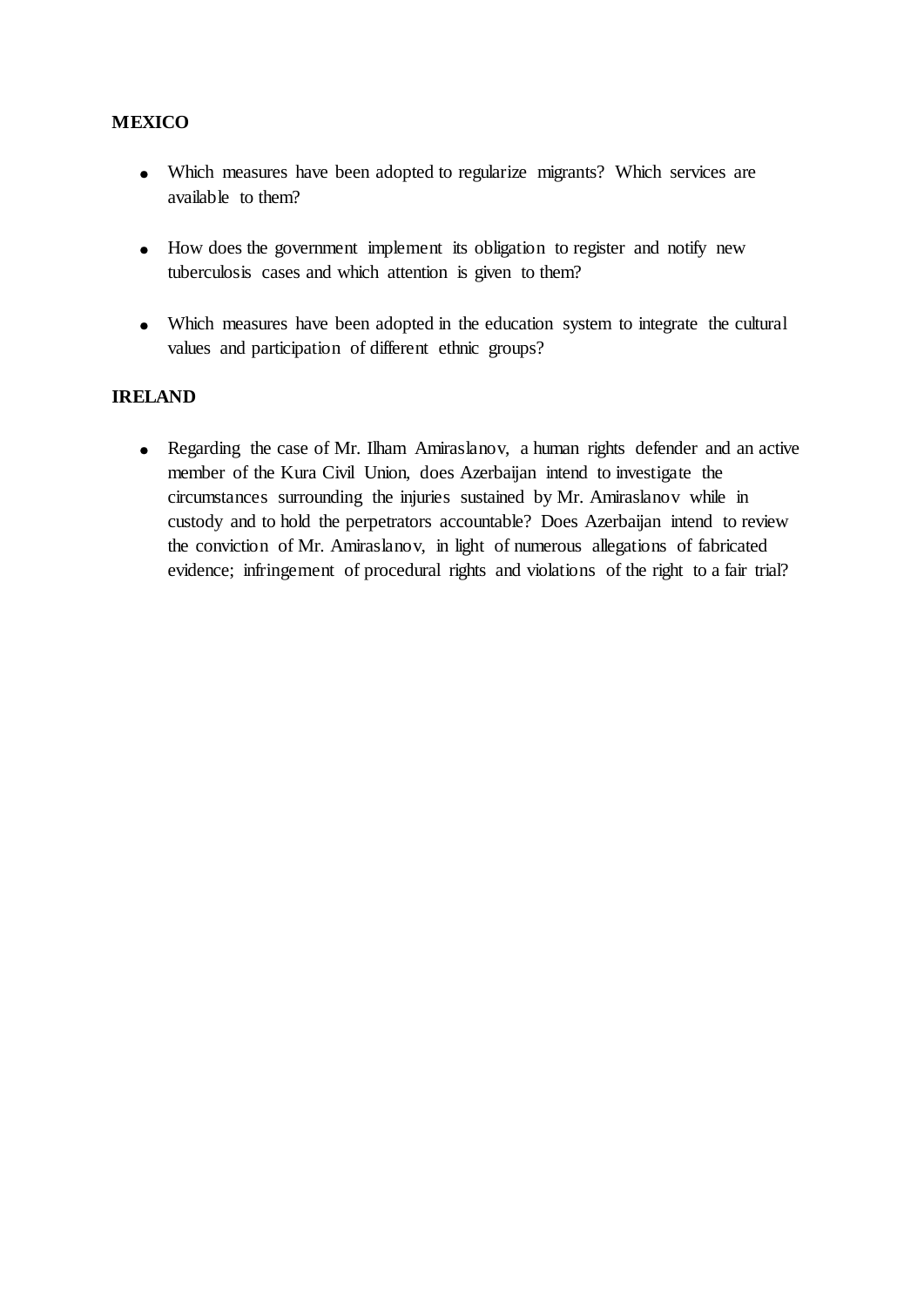**MEXICO**

- Which measures have been adopted to regularize migrants? Which services are available to them?

- How does the government implement its obligation to register and notify new tuberculosis cases and which attention is given to them?

- Which measures have been adopted in the education system to integrate the cultural values and participation of different ethnic groups?

**IRELAND**

- Regarding the case of Mr. Ilham Amiraslanov, a human rights defender and an active member of the Kura Civil Union, does Azerbaijan intend to investigate the circumstances surrounding the injuries sustained by Mr. Amiraslanov while in custody and to hold the perpetrators accountable? Does Azerbaijan intend to review the conviction of Mr. Amiraslanov, in light of numerous allegations of fabricated evidence; infringement of procedural rights and violations of the right to a fair trial?